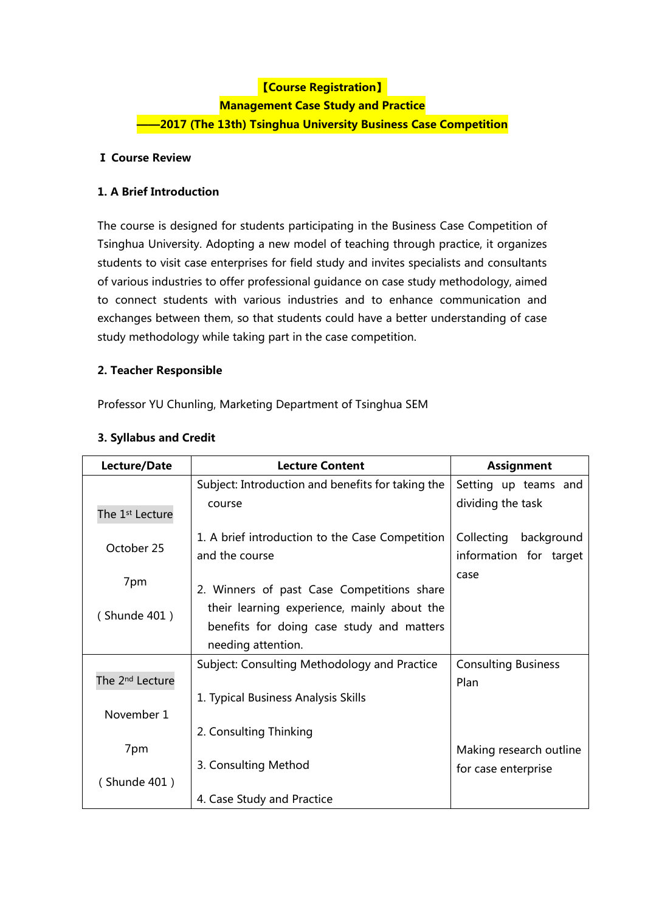**【Course Registration】**

**Management Case Study and Practice**

**——2017 (The 13th) Tsinghua University Business Case Competition**

## Ⅰ Course Review

### 1. A Brief Introduction

The course is designed for students participating in the Business Case Competition of Tsinghua University. Adopting a new model of teaching through practice, it organizes students to visit case enterprises for field study and invites specialists and consultants of various industries to offer professional guidance on case study methodology, aimed to connect students with various industries and to enhance communication and exchanges between them, so that students could have a better understanding of case study methodology while taking part in the case competition.

### 2. Teacher Responsible

Professor YU Chunling, Marketing Department of Tsinghua SEM

### 3. Syllabus and Credit

| Lecture/Date | Lecture Content | Assignment |
| --- | --- | --- |
| The 1st Lecture<br>October 25<br>7pm<br>( Shunde 401 ) | Subject: Introduction and benefits for taking the course<br>1. A brief introduction to the Case Competition and the course<br>2. Winners of past Case Competitions share their learning experience, mainly about the benefits for doing case study and matters needing attention. | Setting up teams and dividing the task<br>Collecting background information for target case |
| The 2nd Lecture<br>November 1<br>7pm<br>( Shunde 401 ) | Subject: Consulting Methodology and Practice<br>1. Typical Business Analysis Skills<br>2. Consulting Thinking<br>3. Consulting Method<br>4. Case Study and Practice | Consulting Business Plan<br>Making research outline for case enterprise |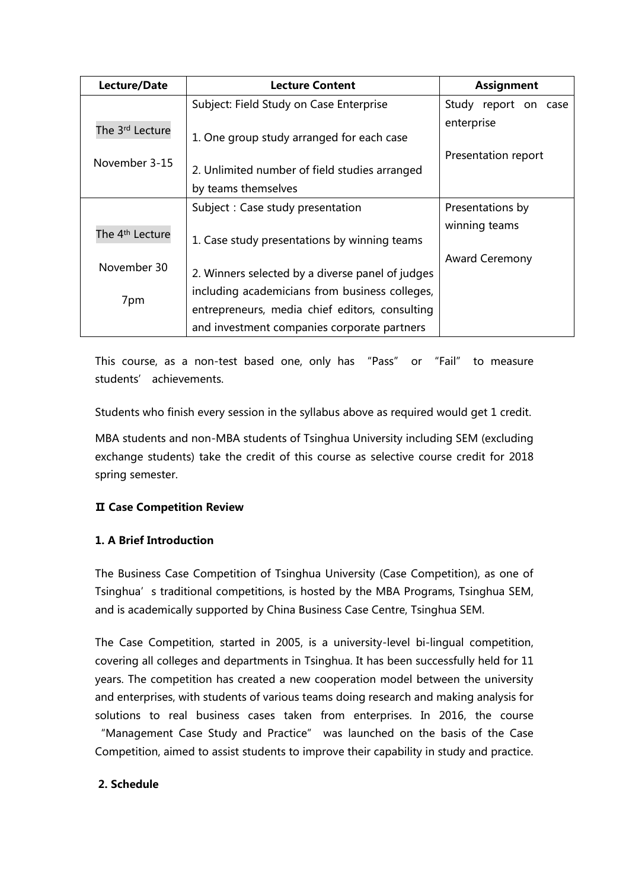| Lecture/Date | Lecture Content | Assignment |
|---|---|---|
| The 3rd Lecture<br><br>November 3-15 | Subject: Field Study on Case Enterprise<br><br>1. One group study arranged for each case<br><br>2. Unlimited number of field studies arranged by teams themselves | Study report on case enterprise<br><br>Presentation report |
| The 4th Lecture<br><br>November 30<br><br>7pm | Subject：Case study presentation<br><br>1. Case study presentations by winning teams<br><br>2. Winners selected by a diverse panel of judges including academicians from business colleges, entrepreneurs, media chief editors, consulting and investment companies corporate partners | Presentations by winning teams<br><br>Award Ceremony |

This course, as a non-test based one, only has "Pass" or "Fail" to measure students' achievements.

Students who finish every session in the syllabus above as required would get 1 credit.

MBA students and non-MBA students of Tsinghua University including SEM (excluding exchange students) take the credit of this course as selective course credit for 2018 spring semester.

**II Case Competition Review**

**1. A Brief Introduction**

The Business Case Competition of Tsinghua University (Case Competition), as one of Tsinghua's traditional competitions, is hosted by the MBA Programs, Tsinghua SEM, and is academically supported by China Business Case Centre, Tsinghua SEM.

The Case Competition, started in 2005, is a university-level bi-lingual competition, covering all colleges and departments in Tsinghua. It has been successfully held for 11 years. The competition has created a new cooperation model between the university and enterprises, with students of various teams doing research and making analysis for solutions to real business cases taken from enterprises. In 2016, the course "Management Case Study and Practice" was launched on the basis of the Case Competition, aimed to assist students to improve their capability in study and practice.

**2. Schedule**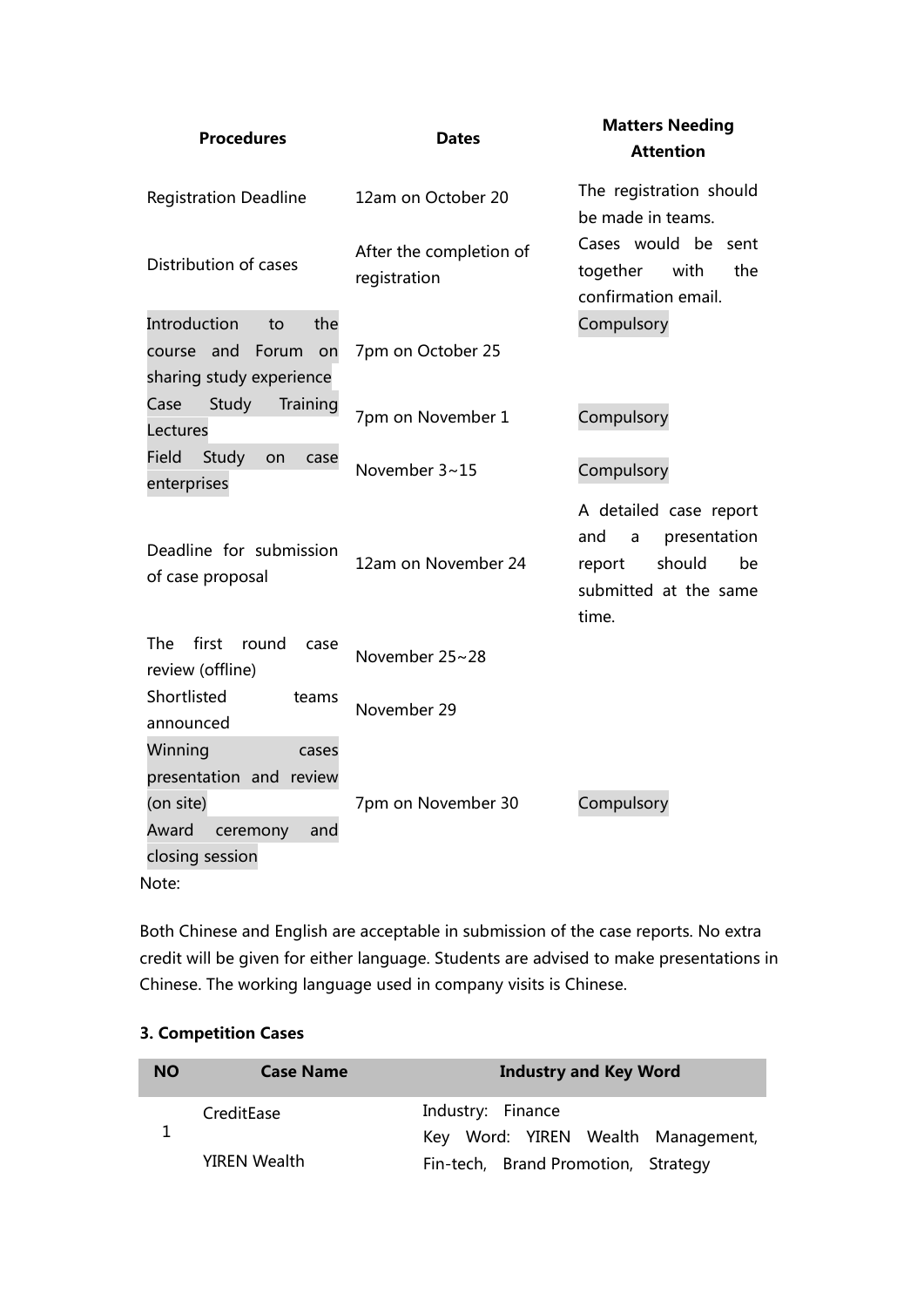| Procedures | Dates | Matters Needing Attention |
|---|---|---|
| Registration Deadline | 12am on October 20 | The registration should be made in teams. |
| Distribution of cases | After the completion of registration | Cases would be sent together with the confirmation email. |
| Introduction to the course and Forum on sharing study experience | 7pm on October 25 | Compulsory |
| Case Study Training Lectures | 7pm on November 1 | Compulsory |
| Field Study on case enterprises | November 3~15 | Compulsory |
| Deadline for submission of case proposal | 12am on November 24 | A detailed case report and a presentation report should be submitted at the same time. |
| The first round case review (offline) | November 25~28 | |
| Shortlisted teams announced | November 29 | |
| Winning cases presentation and review (on site) Award ceremony and closing session | 7pm on November 30 | Compulsory |

Note:

Both Chinese and English are acceptable in submission of the case reports. No extra credit will be given for either language. Students are advised to make presentations in Chinese. The working language used in company visits is Chinese.

**3. Competition Cases**

| NO | Case Name | Industry and Key Word |
|---|---|---|
| 1 | CreditEase<br>YIREN Wealth | Industry: Finance<br>Key Word: YIREN Wealth Management, Fin-tech, Brand Promotion, Strategy |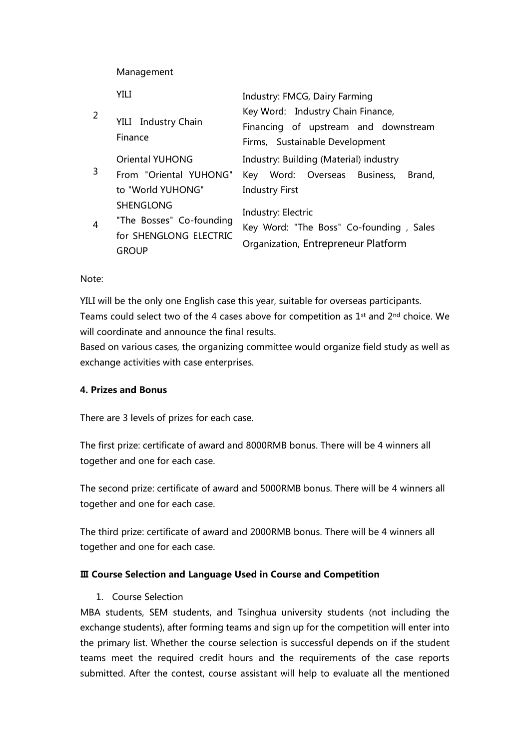| | | |
|---|---|---|
| | Management | |
| 2 | YILI<br>YILI Industry Chain Finance | Industry: FMCG, Dairy Farming<br>Key Word: Industry Chain Finance, Financing of upstream and downstream Firms, Sustainable Development |
| 3 | Oriental YUHONG<br>From "Oriental YUHONG" to "World YUHONG" | Industry: Building (Material) industry<br>Key Word: Overseas Business, Brand, Industry First |
| 4 | SHENGLONG<br>"The Bosses" Co-founding for SHENGLONG ELECTRIC GROUP | Industry: Electric<br>Key Word: "The Boss" Co-founding , Sales Organization, Entrepreneur Platform |

Note:

YILI will be the only one English case this year, suitable for overseas participants.
Teams could select two of the 4 cases above for competition as 1st and 2nd choice. We will coordinate and announce the final results.
Based on various cases, the organizing committee would organize field study as well as exchange activities with case enterprises.

**4. Prizes and Bonus**

There are 3 levels of prizes for each case.

The first prize: certificate of award and 8000RMB bonus. There will be 4 winners all together and one for each case.

The second prize: certificate of award and 5000RMB bonus. There will be 4 winners all together and one for each case.

The third prize: certificate of award and 2000RMB bonus. There will be 4 winners all together and one for each case.

**Ⅲ Course Selection and Language Used in Course and Competition**

1. Course Selection

MBA students, SEM students, and Tsinghua university students (not including the exchange students), after forming teams and sign up for the competition will enter into the primary list. Whether the course selection is successful depends on if the student teams meet the required credit hours and the requirements of the case reports submitted. After the contest, course assistant will help to evaluate all the mentioned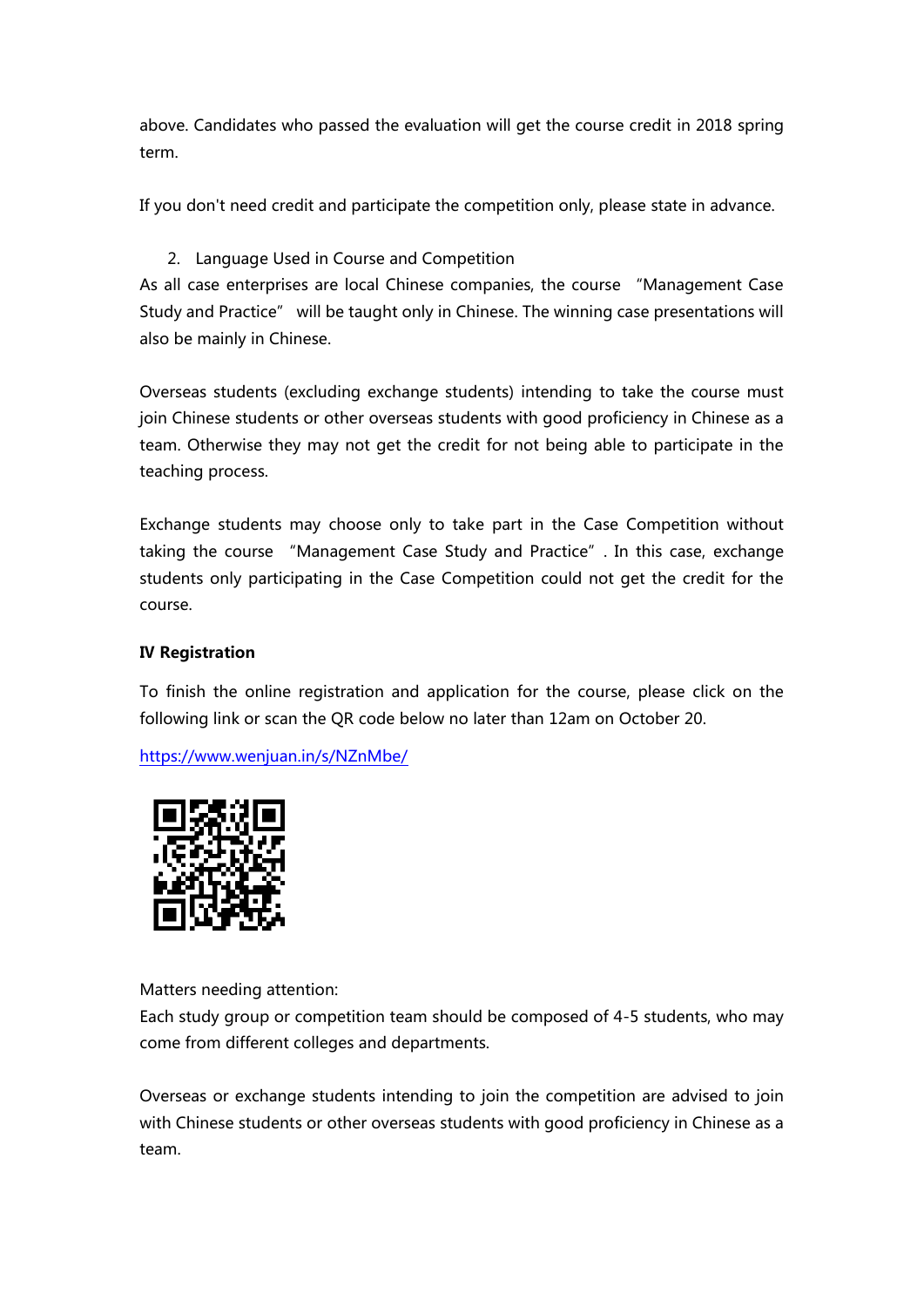above. Candidates who passed the evaluation will get the course credit in 2018 spring term.

If you don't need credit and participate the competition only, please state in advance.

2. Language Used in Course and Competition

As all case enterprises are local Chinese companies, the course "Management Case Study and Practice" will be taught only in Chinese. The winning case presentations will also be mainly in Chinese.

Overseas students (excluding exchange students) intending to take the course must join Chinese students or other overseas students with good proficiency in Chinese as a team. Otherwise they may not get the credit for not being able to participate in the teaching process.

Exchange students may choose only to take part in the Case Competition without taking the course "Management Case Study and Practice". In this case, exchange students only participating in the Case Competition could not get the credit for the course.

**IV Registration**

To finish the online registration and application for the course, please click on the following link or scan the QR code below no later than 12am on October 20.

https://www.wenjuan.in/s/NZnMbe/

Matters needing attention:

Each study group or competition team should be composed of 4-5 students, who may come from different colleges and departments.

Overseas or exchange students intending to join the competition are advised to join with Chinese students or other overseas students with good proficiency in Chinese as a team.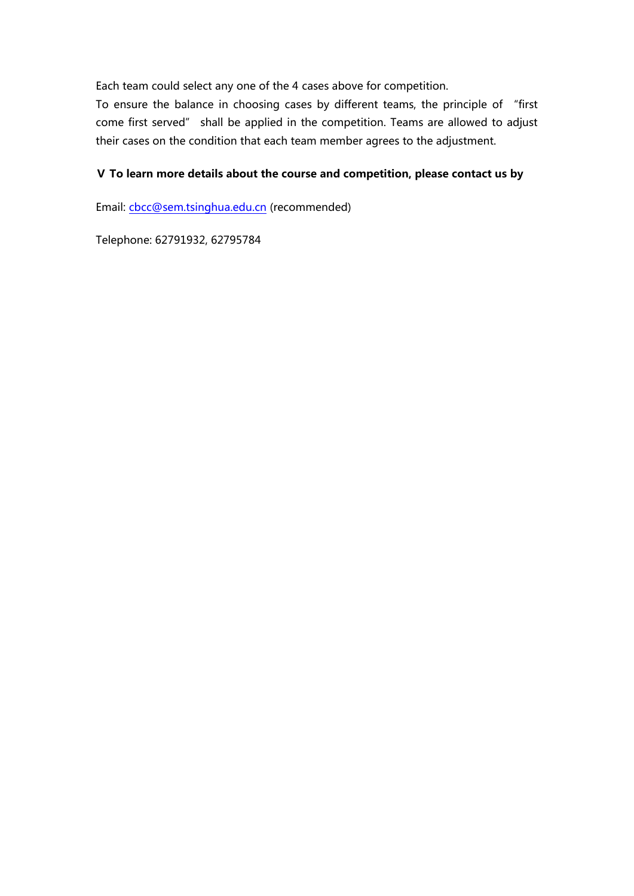Each team could select any one of the 4 cases above for competition.

To ensure the balance in choosing cases by different teams, the principle of "first come first served" shall be applied in the competition. Teams are allowed to adjust their cases on the condition that each team member agrees to the adjustment.

## V To learn more details about the course and competition, please contact us by

Email: cbcc@sem.tsinghua.edu.cn (recommended)

Telephone: 62791932, 62795784